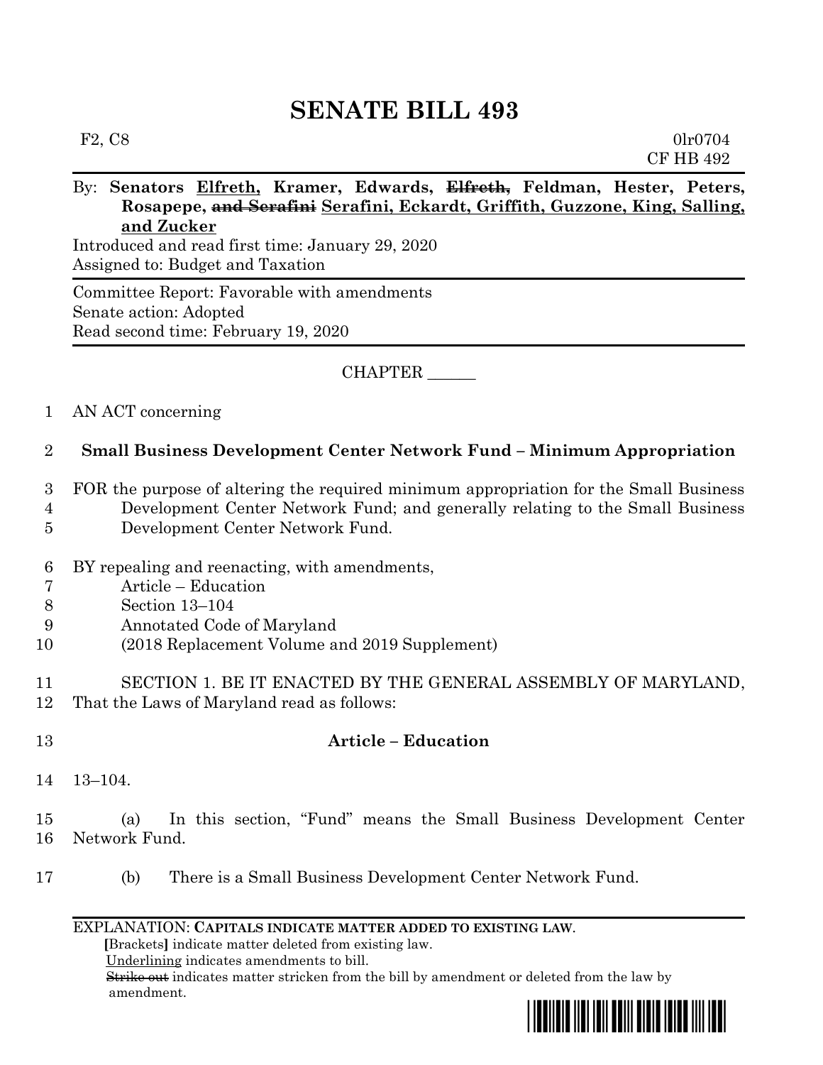# SENATE BILL 493

F2, C8 0lr0704
CF HB 492

By: **Senators Elfreth, Kramer, Edwards, ~~Elfreth,~~ Feldman, Hester, Peters, Rosapepe, ~~and Serafini~~ Serafini, Eckardt, Griffith, Guzzone, King, Salling, and Zucker**

Introduced and read first time: January 29, 2020
Assigned to: Budget and Taxation

---

Committee Report: Favorable with amendments
Senate action: Adopted
Read second time: February 19, 2020

---

CHAPTER ______

1 AN ACT concerning

2 **Small Business Development Center Network Fund – Minimum Appropriation**

3 FOR the purpose of altering the required minimum appropriation for the Small Business
4 Development Center Network Fund; and generally relating to the Small Business
5 Development Center Network Fund.

6 BY repealing and reenacting, with amendments,
7 Article – Education
8 Section 13–104
9 Annotated Code of Maryland
10 (2018 Replacement Volume and 2019 Supplement)

11 SECTION 1. BE IT ENACTED BY THE GENERAL ASSEMBLY OF MARYLAND,
12 That the Laws of Maryland read as follows:

13 **Article – Education**

14 13–104.

15 (a) In this section, "Fund" means the Small Business Development Center
16 Network Fund.

17 (b) There is a Small Business Development Center Network Fund.

---

EXPLANATION: **CAPITALS INDICATE MATTER ADDED TO EXISTING LAW.**
**[**Brackets**]** indicate matter deleted from existing law.
Underlining indicates amendments to bill.
~~Strike out~~ indicates matter stricken from the bill by amendment or deleted from the law by amendment.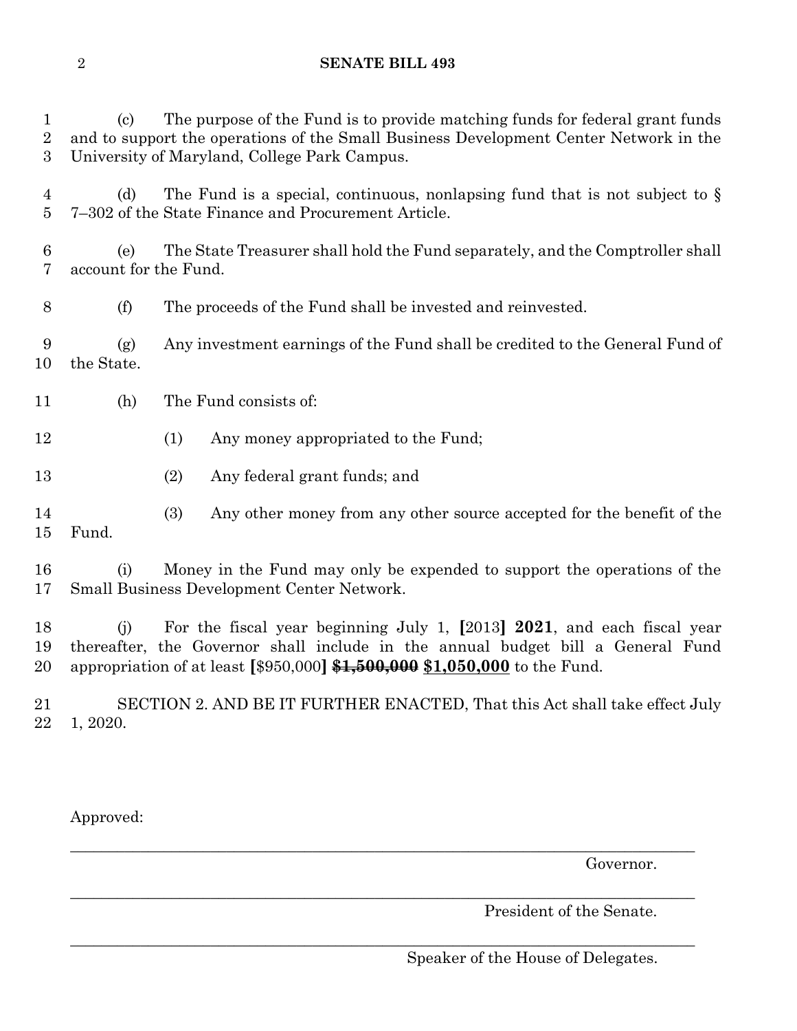(c) The purpose of the Fund is to provide matching funds for federal grant funds and to support the operations of the Small Business Development Center Network in the University of Maryland, College Park Campus.

(d) The Fund is a special, continuous, nonlapsing fund that is not subject to § 7–302 of the State Finance and Procurement Article.

(e) The State Treasurer shall hold the Fund separately, and the Comptroller shall account for the Fund.

(f) The proceeds of the Fund shall be invested and reinvested.

(g) Any investment earnings of the Fund shall be credited to the General Fund of the State.

(h) The Fund consists of:

(1) Any money appropriated to the Fund;

(2) Any federal grant funds; and

(3) Any other money from any other source accepted for the benefit of the Fund.

(i) Money in the Fund may only be expended to support the operations of the Small Business Development Center Network.

(j) For the fiscal year beginning July 1, **[**2013**]** **2021**, and each fiscal year thereafter, the Governor shall include in the annual budget bill a General Fund appropriation of at least **[**$950,000**]** ~~**$1,500,000**~~ <u>**$1,050,000**</u> to the Fund.

SECTION 2. AND BE IT FURTHER ENACTED, That this Act shall take effect July 1, 2020.

Approved:

\_\_\_\_\_\_\_\_\_\_\_\_\_\_\_\_\_\_\_\_\_\_\_\_\_\_\_\_\_\_\_\_\_\_\_\_\_\_\_\_\_\_\_\_\_\_\_\_\_\_\_\_\_\_\_\_\_\_\_\_\_\_\_\_\_\_\_\_\_\_\_\_\_\_\_\_\_\_\_

Governor.

\_\_\_\_\_\_\_\_\_\_\_\_\_\_\_\_\_\_\_\_\_\_\_\_\_\_\_\_\_\_\_\_\_\_\_\_\_\_\_\_\_\_\_\_\_\_\_\_\_\_\_\_\_\_\_\_\_\_\_\_\_\_\_\_\_\_\_\_\_\_\_\_\_\_\_\_\_\_\_

President of the Senate.

\_\_\_\_\_\_\_\_\_\_\_\_\_\_\_\_\_\_\_\_\_\_\_\_\_\_\_\_\_\_\_\_\_\_\_\_\_\_\_\_\_\_\_\_\_\_\_\_\_\_\_\_\_\_\_\_\_\_\_\_\_\_\_\_\_\_\_\_\_\_\_\_\_\_\_\_\_\_\_

Speaker of the House of Delegates.